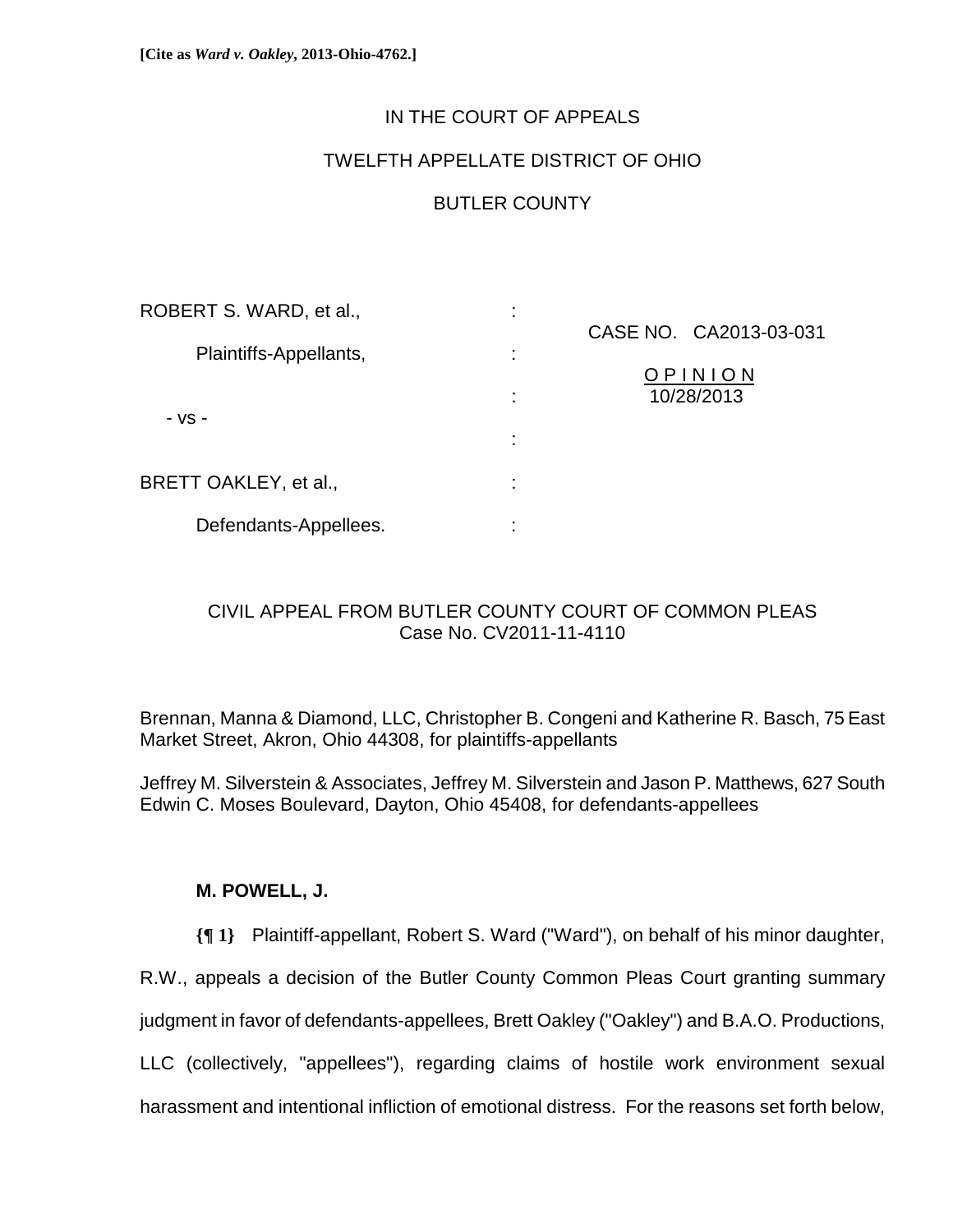**[Cite as *Ward v. Oakley*, 2013-Ohio-4762.]**

IN THE COURT OF APPEALS

TWELFTH APPELLATE DISTRICT OF OHIO

BUTLER COUNTY

ROBERT S. WARD, et al.,

Plaintiffs-Appellants,

- vs -

BRETT OAKLEY, et al.,

Defendants-Appellees.

CASE NO. CA2013-03-031

O P I N I O N
10/28/2013

CIVIL APPEAL FROM BUTLER COUNTY COURT OF COMMON PLEAS
Case No. CV2011-11-4110

Brennan, Manna & Diamond, LLC, Christopher B. Congeni and Katherine R. Basch, 75 East Market Street, Akron, Ohio 44308, for plaintiffs-appellants

Jeffrey M. Silverstein & Associates, Jeffrey M. Silverstein and Jason P. Matthews, 627 South Edwin C. Moses Boulevard, Dayton, Ohio 45408, for defendants-appellees

**M. POWELL, J.**

**{¶ 1}** Plaintiff-appellant, Robert S. Ward ("Ward"), on behalf of his minor daughter, R.W., appeals a decision of the Butler County Common Pleas Court granting summary judgment in favor of defendants-appellees, Brett Oakley ("Oakley") and B.A.O. Productions, LLC (collectively, "appellees"), regarding claims of hostile work environment sexual harassment and intentional infliction of emotional distress. For the reasons set forth below,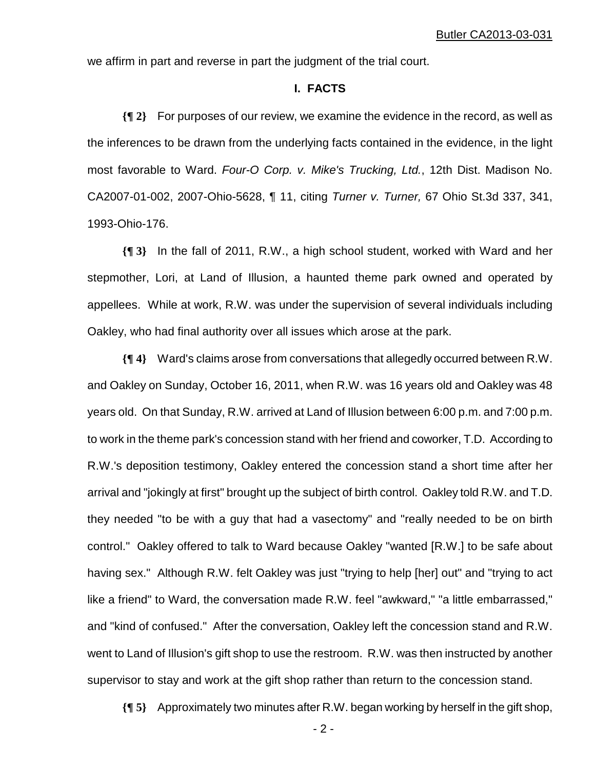we affirm in part and reverse in part the judgment of the trial court.

## I. FACTS

**{¶ 2}** For purposes of our review, we examine the evidence in the record, as well as the inferences to be drawn from the underlying facts contained in the evidence, in the light most favorable to Ward. *Four-O Corp. v. Mike's Trucking, Ltd.*, 12th Dist. Madison No. CA2007-01-002, 2007-Ohio-5628, ¶ 11, citing *Turner v. Turner,* 67 Ohio St.3d 337, 341, 1993-Ohio-176.

**{¶ 3}** In the fall of 2011, R.W., a high school student, worked with Ward and her stepmother, Lori, at Land of Illusion, a haunted theme park owned and operated by appellees. While at work, R.W. was under the supervision of several individuals including Oakley, who had final authority over all issues which arose at the park.

**{¶ 4}** Ward's claims arose from conversations that allegedly occurred between R.W. and Oakley on Sunday, October 16, 2011, when R.W. was 16 years old and Oakley was 48 years old. On that Sunday, R.W. arrived at Land of Illusion between 6:00 p.m. and 7:00 p.m. to work in the theme park's concession stand with her friend and coworker, T.D. According to R.W.'s deposition testimony, Oakley entered the concession stand a short time after her arrival and "jokingly at first" brought up the subject of birth control. Oakley told R.W. and T.D. they needed "to be with a guy that had a vasectomy" and "really needed to be on birth control." Oakley offered to talk to Ward because Oakley "wanted [R.W.] to be safe about having sex." Although R.W. felt Oakley was just "trying to help [her] out" and "trying to act like a friend" to Ward, the conversation made R.W. feel "awkward," "a little embarrassed," and "kind of confused." After the conversation, Oakley left the concession stand and R.W. went to Land of Illusion's gift shop to use the restroom. R.W. was then instructed by another supervisor to stay and work at the gift shop rather than return to the concession stand.

**{¶ 5}** Approximately two minutes after R.W. began working by herself in the gift shop,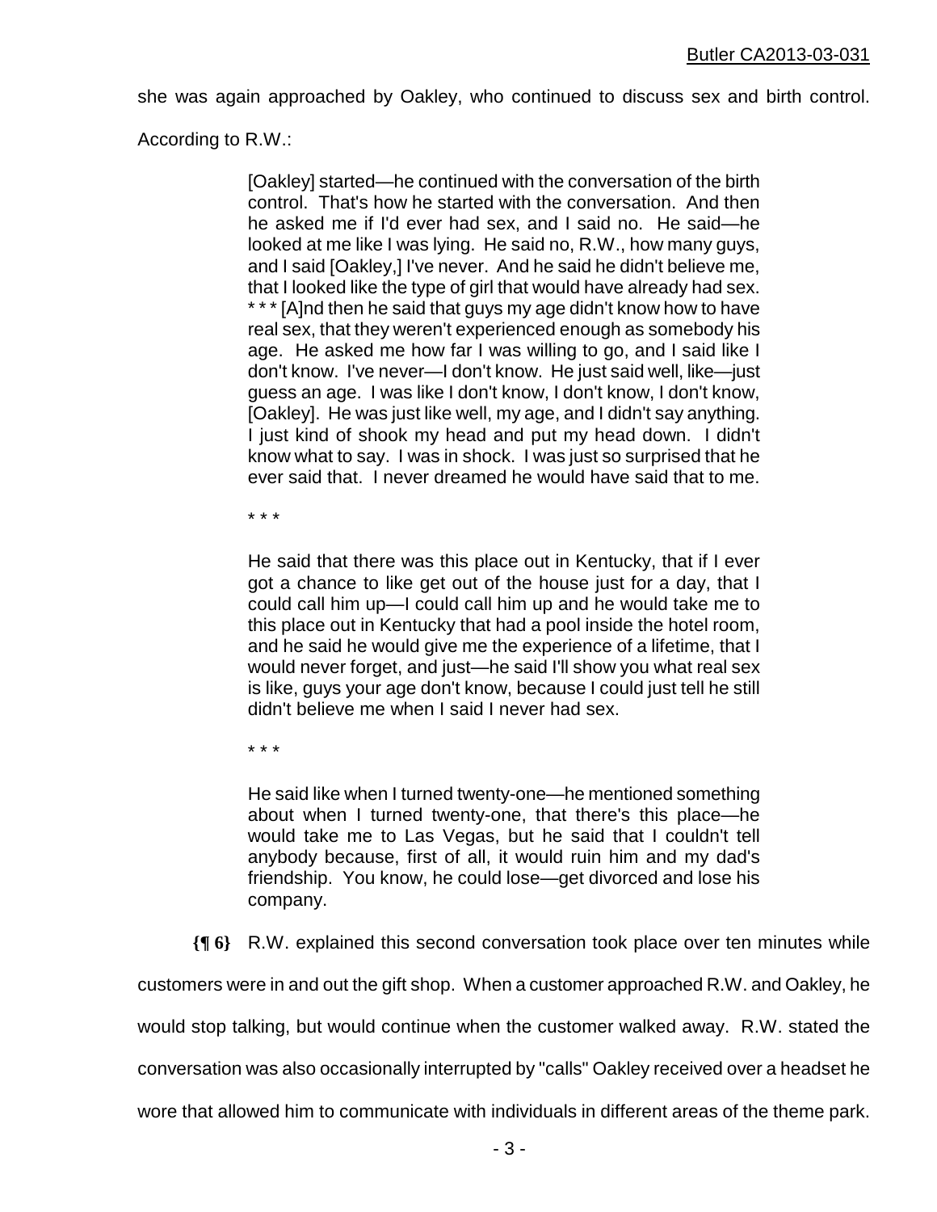she was again approached by Oakley, who continued to discuss sex and birth control. According to R.W.:

> [Oakley] started—he continued with the conversation of the birth control. That's how he started with the conversation. And then he asked me if I'd ever had sex, and I said no. He said—he looked at me like I was lying. He said no, R.W., how many guys, and I said [Oakley,] I've never. And he said he didn't believe me, that I looked like the type of girl that would have already had sex. * * * [A]nd then he said that guys my age didn't know how to have real sex, that they weren't experienced enough as somebody his age. He asked me how far I was willing to go, and I said like I don't know. I've never—I don't know. He just said well, like—just guess an age. I was like I don't know, I don't know, I don't know, [Oakley]. He was just like well, my age, and I didn't say anything. I just kind of shook my head and put my head down. I didn't know what to say. I was in shock. I was just so surprised that he ever said that. I never dreamed he would have said that to me.
>
> * * *
>
> He said that there was this place out in Kentucky, that if I ever got a chance to like get out of the house just for a day, that I could call him up—I could call him up and he would take me to this place out in Kentucky that had a pool inside the hotel room, and he said he would give me the experience of a lifetime, that I would never forget, and just—he said I'll show you what real sex is like, guys your age don't know, because I could just tell he still didn't believe me when I said I never had sex.
>
> * * *
>
> He said like when I turned twenty-one—he mentioned something about when I turned twenty-one, that there's this place—he would take me to Las Vegas, but he said that I couldn't tell anybody because, first of all, it would ruin him and my dad's friendship. You know, he could lose—get divorced and lose his company.

**{¶ 6}** R.W. explained this second conversation took place over ten minutes while customers were in and out the gift shop. When a customer approached R.W. and Oakley, he would stop talking, but would continue when the customer walked away. R.W. stated the conversation was also occasionally interrupted by "calls" Oakley received over a headset he wore that allowed him to communicate with individuals in different areas of the theme park.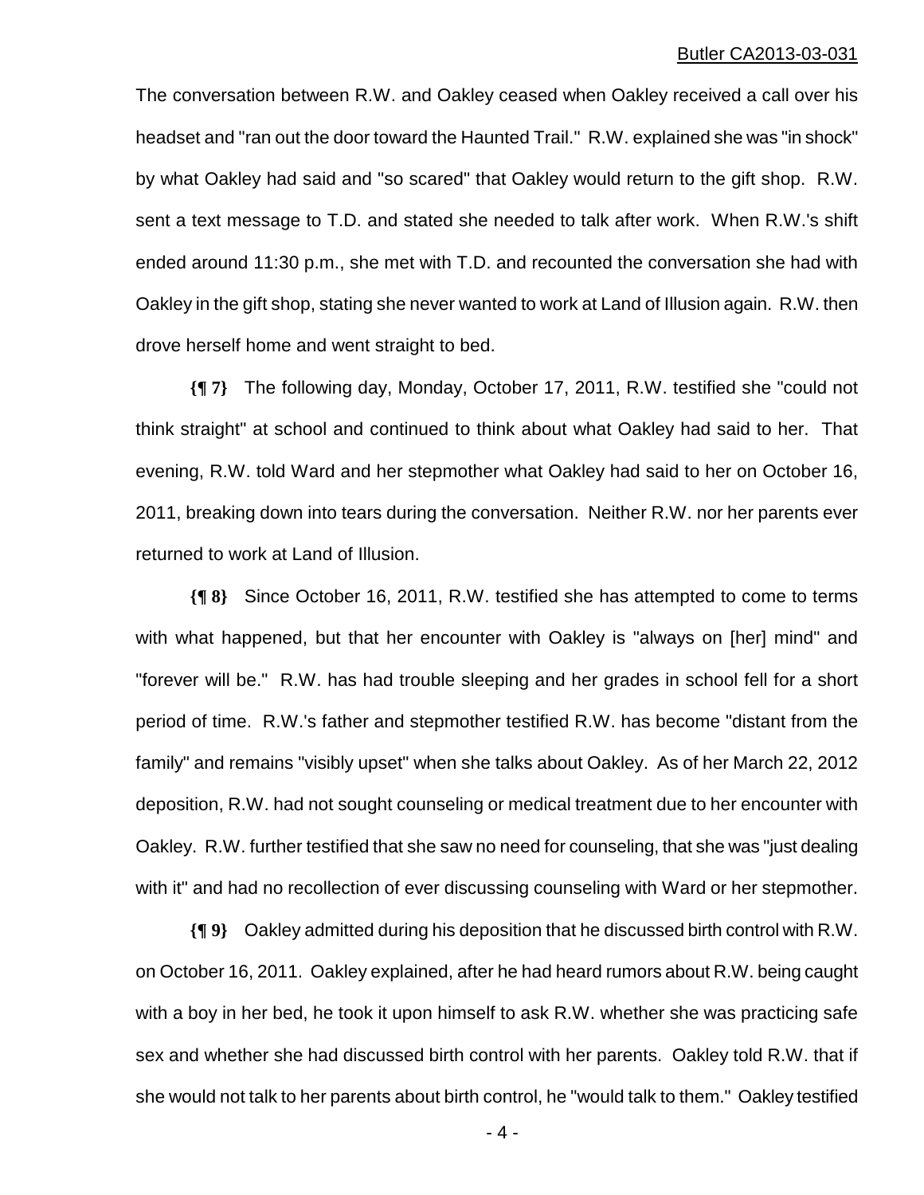The conversation between R.W. and Oakley ceased when Oakley received a call over his headset and "ran out the door toward the Haunted Trail." R.W. explained she was "in shock" by what Oakley had said and "so scared" that Oakley would return to the gift shop. R.W. sent a text message to T.D. and stated she needed to talk after work. When R.W.'s shift ended around 11:30 p.m., she met with T.D. and recounted the conversation she had with Oakley in the gift shop, stating she never wanted to work at Land of Illusion again. R.W. then drove herself home and went straight to bed.

**{¶ 7}** The following day, Monday, October 17, 2011, R.W. testified she "could not think straight" at school and continued to think about what Oakley had said to her. That evening, R.W. told Ward and her stepmother what Oakley had said to her on October 16, 2011, breaking down into tears during the conversation. Neither R.W. nor her parents ever returned to work at Land of Illusion.

**{¶ 8}** Since October 16, 2011, R.W. testified she has attempted to come to terms with what happened, but that her encounter with Oakley is "always on [her] mind" and "forever will be." R.W. has had trouble sleeping and her grades in school fell for a short period of time. R.W.'s father and stepmother testified R.W. has become "distant from the family" and remains "visibly upset" when she talks about Oakley. As of her March 22, 2012 deposition, R.W. had not sought counseling or medical treatment due to her encounter with Oakley. R.W. further testified that she saw no need for counseling, that she was "just dealing with it" and had no recollection of ever discussing counseling with Ward or her stepmother.

**{¶ 9}** Oakley admitted during his deposition that he discussed birth control with R.W. on October 16, 2011. Oakley explained, after he had heard rumors about R.W. being caught with a boy in her bed, he took it upon himself to ask R.W. whether she was practicing safe sex and whether she had discussed birth control with her parents. Oakley told R.W. that if she would not talk to her parents about birth control, he "would talk to them." Oakley testified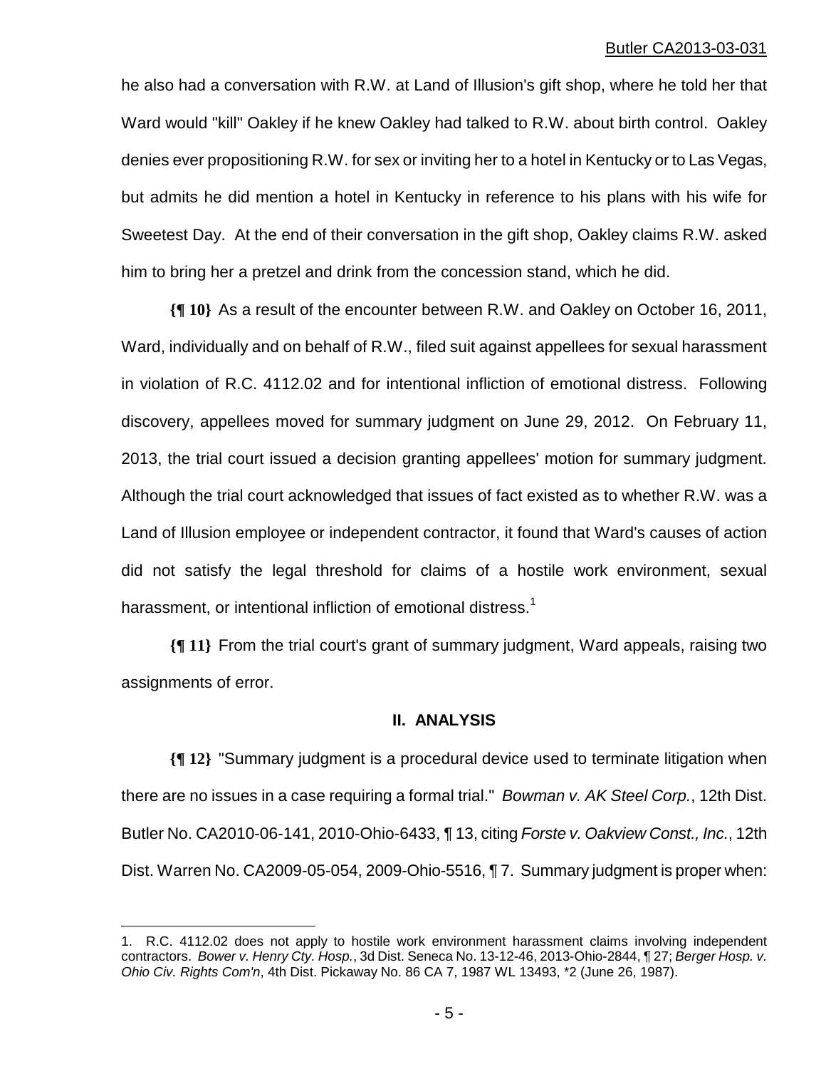he also had a conversation with R.W. at Land of Illusion's gift shop, where he told her that Ward would "kill" Oakley if he knew Oakley had talked to R.W. about birth control. Oakley denies ever propositioning R.W. for sex or inviting her to a hotel in Kentucky or to Las Vegas, but admits he did mention a hotel in Kentucky in reference to his plans with his wife for Sweetest Day. At the end of their conversation in the gift shop, Oakley claims R.W. asked him to bring her a pretzel and drink from the concession stand, which he did.

**{¶ 10}** As a result of the encounter between R.W. and Oakley on October 16, 2011, Ward, individually and on behalf of R.W., filed suit against appellees for sexual harassment in violation of R.C. 4112.02 and for intentional infliction of emotional distress. Following discovery, appellees moved for summary judgment on June 29, 2012. On February 11, 2013, the trial court issued a decision granting appellees' motion for summary judgment. Although the trial court acknowledged that issues of fact existed as to whether R.W. was a Land of Illusion employee or independent contractor, it found that Ward's causes of action did not satisfy the legal threshold for claims of a hostile work environment, sexual harassment, or intentional infliction of emotional distress.[1]

**{¶ 11}** From the trial court's grant of summary judgment, Ward appeals, raising two assignments of error.

## II. ANALYSIS

**{¶ 12}** "Summary judgment is a procedural device used to terminate litigation when there are no issues in a case requiring a formal trial." *Bowman v. AK Steel Corp.*, 12th Dist. Butler No. CA2010-06-141, 2010-Ohio-6433, ¶ 13, citing *Forste v. Oakview Const., Inc.*, 12th Dist. Warren No. CA2009-05-054, 2009-Ohio-5516, ¶ 7. Summary judgment is proper when:

---

1. R.C. 4112.02 does not apply to hostile work environment harassment claims involving independent contractors. *Bower v. Henry Cty. Hosp.*, 3d Dist. Seneca No. 13-12-46, 2013-Ohio-2844, ¶ 27; *Berger Hosp. v. Ohio Civ. Rights Com'n*, 4th Dist. Pickaway No. 86 CA 7, 1987 WL 13493, *2 (June 26, 1987).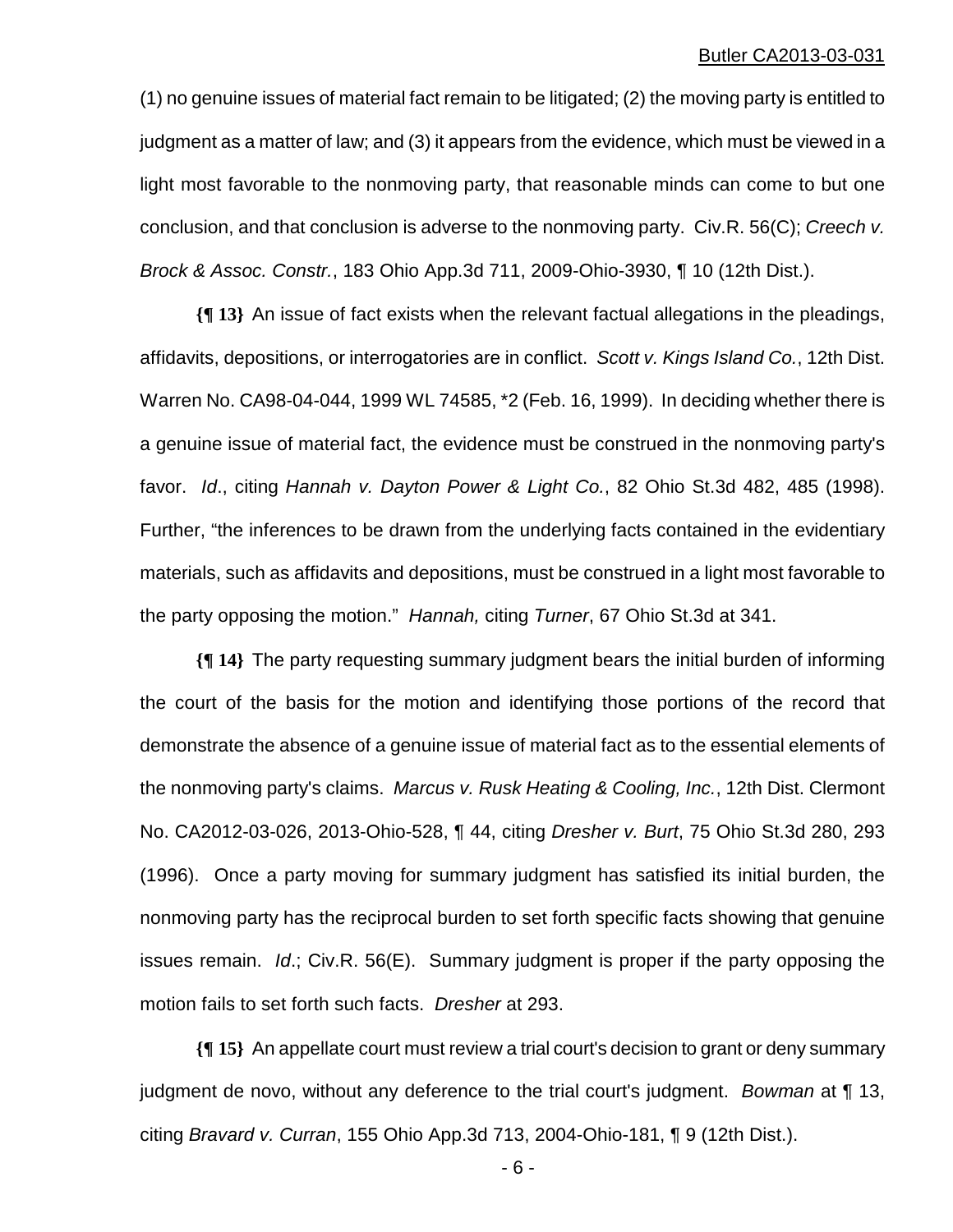(1) no genuine issues of material fact remain to be litigated; (2) the moving party is entitled to judgment as a matter of law; and (3) it appears from the evidence, which must be viewed in a light most favorable to the nonmoving party, that reasonable minds can come to but one conclusion, and that conclusion is adverse to the nonmoving party. Civ.R. 56(C); *Creech v. Brock & Assoc. Constr.*, 183 Ohio App.3d 711, 2009-Ohio-3930, ¶ 10 (12th Dist.).

**{¶ 13}** An issue of fact exists when the relevant factual allegations in the pleadings, affidavits, depositions, or interrogatories are in conflict. *Scott v. Kings Island Co.*, 12th Dist. Warren No. CA98-04-044, 1999 WL 74585, *2 (Feb. 16, 1999). In deciding whether there is a genuine issue of material fact, the evidence must be construed in the nonmoving party's favor. *Id*., citing *Hannah v. Dayton Power & Light Co.*, 82 Ohio St.3d 482, 485 (1998). Further, "the inferences to be drawn from the underlying facts contained in the evidentiary materials, such as affidavits and depositions, must be construed in a light most favorable to the party opposing the motion." *Hannah,* citing *Turner*, 67 Ohio St.3d at 341.

**{¶ 14}** The party requesting summary judgment bears the initial burden of informing the court of the basis for the motion and identifying those portions of the record that demonstrate the absence of a genuine issue of material fact as to the essential elements of the nonmoving party's claims. *Marcus v. Rusk Heating & Cooling, Inc.*, 12th Dist. Clermont No. CA2012-03-026, 2013-Ohio-528, ¶ 44, citing *Dresher v. Burt*, 75 Ohio St.3d 280, 293 (1996). Once a party moving for summary judgment has satisfied its initial burden, the nonmoving party has the reciprocal burden to set forth specific facts showing that genuine issues remain. *Id*.; Civ.R. 56(E). Summary judgment is proper if the party opposing the motion fails to set forth such facts. *Dresher* at 293.

**{¶ 15}** An appellate court must review a trial court's decision to grant or deny summary judgment de novo, without any deference to the trial court's judgment. *Bowman* at ¶ 13, citing *Bravard v. Curran*, 155 Ohio App.3d 713, 2004-Ohio-181, ¶ 9 (12th Dist.).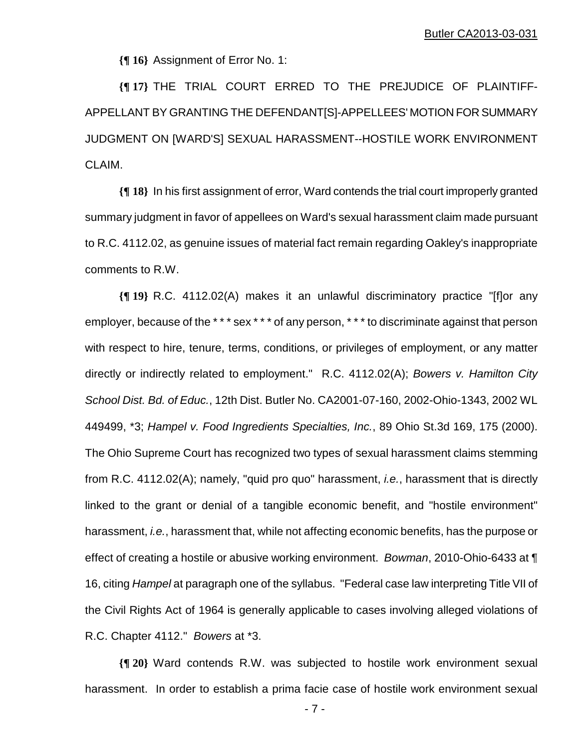**{¶ 16}** Assignment of Error No. 1:

**{¶ 17}** THE TRIAL COURT ERRED TO THE PREJUDICE OF PLAINTIFF-APPELLANT BY GRANTING THE DEFENDANT[S]-APPELLEES' MOTION FOR SUMMARY JUDGMENT ON [WARD'S] SEXUAL HARASSMENT--HOSTILE WORK ENVIRONMENT CLAIM.

**{¶ 18}** In his first assignment of error, Ward contends the trial court improperly granted summary judgment in favor of appellees on Ward's sexual harassment claim made pursuant to R.C. 4112.02, as genuine issues of material fact remain regarding Oakley's inappropriate comments to R.W.

**{¶ 19}** R.C. 4112.02(A) makes it an unlawful discriminatory practice "[f]or any employer, because of the * * * sex * * * of any person, * * * to discriminate against that person with respect to hire, tenure, terms, conditions, or privileges of employment, or any matter directly or indirectly related to employment." R.C. 4112.02(A); *Bowers v. Hamilton City School Dist. Bd. of Educ.*, 12th Dist. Butler No. CA2001-07-160, 2002-Ohio-1343, 2002 WL 449499, *3; *Hampel v. Food Ingredients Specialties, Inc.*, 89 Ohio St.3d 169, 175 (2000). The Ohio Supreme Court has recognized two types of sexual harassment claims stemming from R.C. 4112.02(A); namely, "quid pro quo" harassment, *i.e.*, harassment that is directly linked to the grant or denial of a tangible economic benefit, and "hostile environment" harassment, *i.e.*, harassment that, while not affecting economic benefits, has the purpose or effect of creating a hostile or abusive working environment. *Bowman*, 2010-Ohio-6433 at ¶ 16, citing *Hampel* at paragraph one of the syllabus. "Federal case law interpreting Title VII of the Civil Rights Act of 1964 is generally applicable to cases involving alleged violations of R.C. Chapter 4112." *Bowers* at *3.

**{¶ 20}** Ward contends R.W. was subjected to hostile work environment sexual harassment. In order to establish a prima facie case of hostile work environment sexual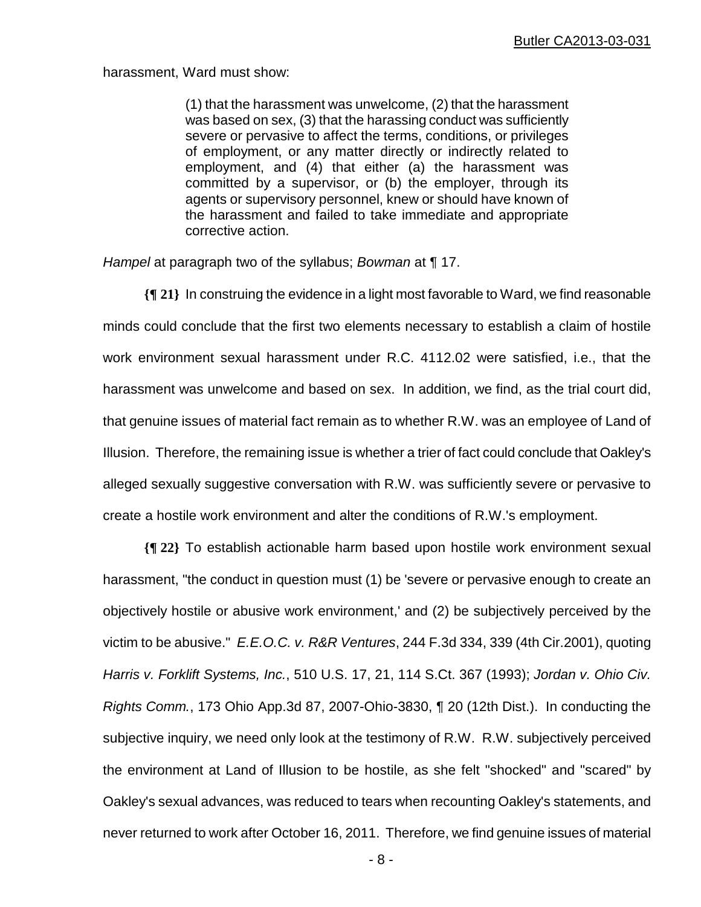harassment, Ward must show:

> (1) that the harassment was unwelcome, (2) that the harassment was based on sex, (3) that the harassing conduct was sufficiently severe or pervasive to affect the terms, conditions, or privileges of employment, or any matter directly or indirectly related to employment, and (4) that either (a) the harassment was committed by a supervisor, or (b) the employer, through its agents or supervisory personnel, knew or should have known of the harassment and failed to take immediate and appropriate corrective action.

*Hampel* at paragraph two of the syllabus; *Bowman* at ¶ 17.

**{¶ 21}** In construing the evidence in a light most favorable to Ward, we find reasonable minds could conclude that the first two elements necessary to establish a claim of hostile work environment sexual harassment under R.C. 4112.02 were satisfied, i.e., that the harassment was unwelcome and based on sex. In addition, we find, as the trial court did, that genuine issues of material fact remain as to whether R.W. was an employee of Land of Illusion. Therefore, the remaining issue is whether a trier of fact could conclude that Oakley's alleged sexually suggestive conversation with R.W. was sufficiently severe or pervasive to create a hostile work environment and alter the conditions of R.W.'s employment.

**{¶ 22}** To establish actionable harm based upon hostile work environment sexual harassment, "the conduct in question must (1) be 'severe or pervasive enough to create an objectively hostile or abusive work environment,' and (2) be subjectively perceived by the victim to be abusive." *E.E.O.C. v. R&R Ventures*, 244 F.3d 334, 339 (4th Cir.2001), quoting *Harris v. Forklift Systems, Inc.*, 510 U.S. 17, 21, 114 S.Ct. 367 (1993); *Jordan v. Ohio Civ. Rights Comm.*, 173 Ohio App.3d 87, 2007-Ohio-3830, ¶ 20 (12th Dist.). In conducting the subjective inquiry, we need only look at the testimony of R.W. R.W. subjectively perceived the environment at Land of Illusion to be hostile, as she felt "shocked" and "scared" by Oakley's sexual advances, was reduced to tears when recounting Oakley's statements, and never returned to work after October 16, 2011. Therefore, we find genuine issues of material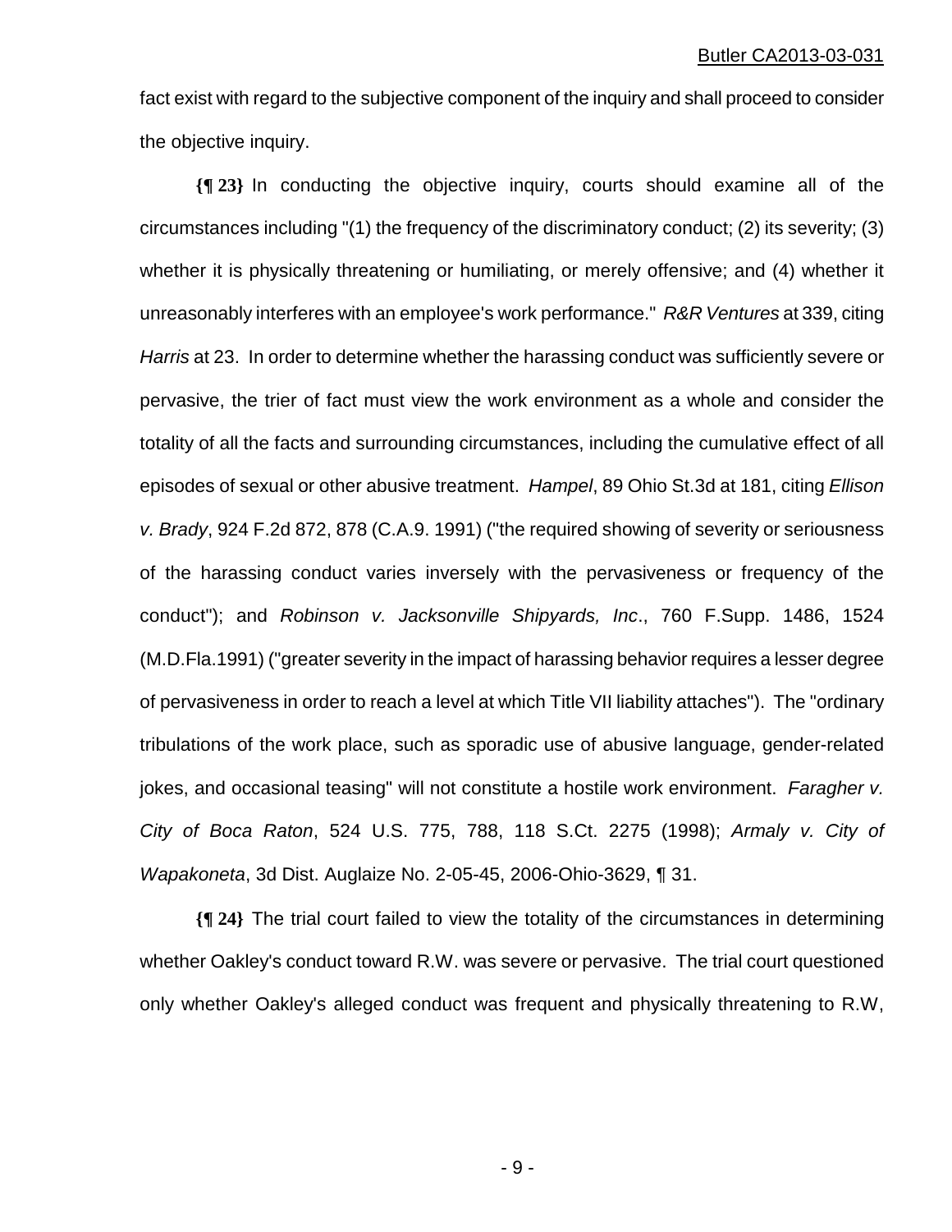fact exist with regard to the subjective component of the inquiry and shall proceed to consider the objective inquiry.

**{¶ 23}** In conducting the objective inquiry, courts should examine all of the circumstances including "(1) the frequency of the discriminatory conduct; (2) its severity; (3) whether it is physically threatening or humiliating, or merely offensive; and (4) whether it unreasonably interferes with an employee's work performance." *R&R Ventures* at 339, citing *Harris* at 23. In order to determine whether the harassing conduct was sufficiently severe or pervasive, the trier of fact must view the work environment as a whole and consider the totality of all the facts and surrounding circumstances, including the cumulative effect of all episodes of sexual or other abusive treatment. *Hampel*, 89 Ohio St.3d at 181, citing *Ellison v. Brady*, 924 F.2d 872, 878 (C.A.9. 1991) ("the required showing of severity or seriousness of the harassing conduct varies inversely with the pervasiveness or frequency of the conduct"); and *Robinson v. Jacksonville Shipyards, Inc*., 760 F.Supp. 1486, 1524 (M.D.Fla.1991) ("greater severity in the impact of harassing behavior requires a lesser degree of pervasiveness in order to reach a level at which Title VII liability attaches"). The "ordinary tribulations of the work place, such as sporadic use of abusive language, gender-related jokes, and occasional teasing" will not constitute a hostile work environment. *Faragher v. City of Boca Raton*, 524 U.S. 775, 788, 118 S.Ct. 2275 (1998); *Armaly v. City of Wapakoneta*, 3d Dist. Auglaize No. 2-05-45, 2006-Ohio-3629, ¶ 31.

**{¶ 24}** The trial court failed to view the totality of the circumstances in determining whether Oakley's conduct toward R.W. was severe or pervasive. The trial court questioned only whether Oakley's alleged conduct was frequent and physically threatening to R.W,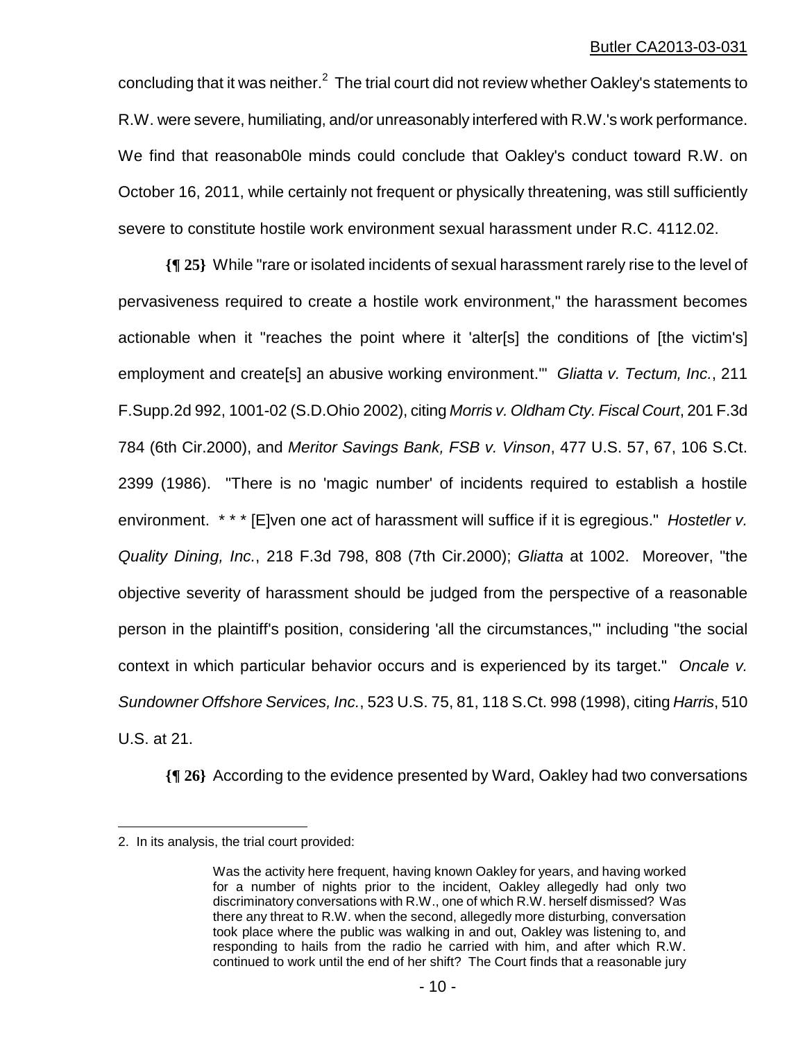concluding that it was neither.[2] The trial court did not review whether Oakley's statements to R.W. were severe, humiliating, and/or unreasonably interfered with R.W.'s work performance. We find that reasonab0le minds could conclude that Oakley's conduct toward R.W. on October 16, 2011, while certainly not frequent or physically threatening, was still sufficiently severe to constitute hostile work environment sexual harassment under R.C. 4112.02.

**{¶ 25}** While "rare or isolated incidents of sexual harassment rarely rise to the level of pervasiveness required to create a hostile work environment," the harassment becomes actionable when it "reaches the point where it 'alter[s] the conditions of [the victim's] employment and create[s] an abusive working environment.'" *Gliatta v. Tectum, Inc.*, 211 F.Supp.2d 992, 1001-02 (S.D.Ohio 2002), citing *Morris v. Oldham Cty. Fiscal Court*, 201 F.3d 784 (6th Cir.2000), and *Meritor Savings Bank, FSB v. Vinson*, 477 U.S. 57, 67, 106 S.Ct. 2399 (1986). "There is no 'magic number' of incidents required to establish a hostile environment. * * * [E]ven one act of harassment will suffice if it is egregious." *Hostetler v. Quality Dining, Inc.*, 218 F.3d 798, 808 (7th Cir.2000); *Gliatta* at 1002. Moreover, "the objective severity of harassment should be judged from the perspective of a reasonable person in the plaintiff's position, considering 'all the circumstances,'" including "the social context in which particular behavior occurs and is experienced by its target." *Oncale v. Sundowner Offshore Services, Inc.*, 523 U.S. 75, 81, 118 S.Ct. 998 (1998), citing *Harris*, 510 U.S. at 21.

**{¶ 26}** According to the evidence presented by Ward, Oakley had two conversations

---

2. In its analysis, the trial court provided:

> Was the activity here frequent, having known Oakley for years, and having worked for a number of nights prior to the incident, Oakley allegedly had only two discriminatory conversations with R.W., one of which R.W. herself dismissed? Was there any threat to R.W. when the second, allegedly more disturbing, conversation took place where the public was walking in and out, Oakley was listening to, and responding to hails from the radio he carried with him, and after which R.W. continued to work until the end of her shift? The Court finds that a reasonable jury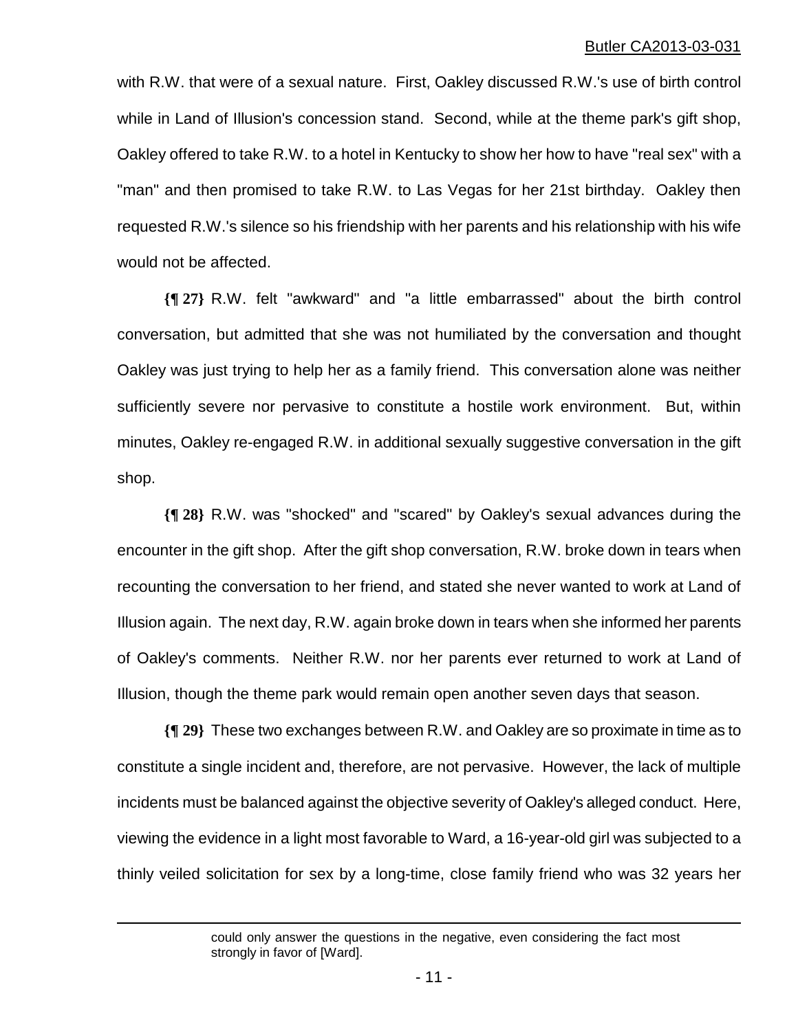with R.W. that were of a sexual nature. First, Oakley discussed R.W.'s use of birth control while in Land of Illusion's concession stand. Second, while at the theme park's gift shop, Oakley offered to take R.W. to a hotel in Kentucky to show her how to have "real sex" with a "man" and then promised to take R.W. to Las Vegas for her 21st birthday. Oakley then requested R.W.'s silence so his friendship with her parents and his relationship with his wife would not be affected.

**{¶ 27}** R.W. felt "awkward" and "a little embarrassed" about the birth control conversation, but admitted that she was not humiliated by the conversation and thought Oakley was just trying to help her as a family friend. This conversation alone was neither sufficiently severe nor pervasive to constitute a hostile work environment. But, within minutes, Oakley re-engaged R.W. in additional sexually suggestive conversation in the gift shop.

**{¶ 28}** R.W. was "shocked" and "scared" by Oakley's sexual advances during the encounter in the gift shop. After the gift shop conversation, R.W. broke down in tears when recounting the conversation to her friend, and stated she never wanted to work at Land of Illusion again. The next day, R.W. again broke down in tears when she informed her parents of Oakley's comments. Neither R.W. nor her parents ever returned to work at Land of Illusion, though the theme park would remain open another seven days that season.

**{¶ 29}** These two exchanges between R.W. and Oakley are so proximate in time as to constitute a single incident and, therefore, are not pervasive. However, the lack of multiple incidents must be balanced against the objective severity of Oakley's alleged conduct. Here, viewing the evidence in a light most favorable to Ward, a 16-year-old girl was subjected to a thinly veiled solicitation for sex by a long-time, close family friend who was 32 years her

could only answer the questions in the negative, even considering the fact most strongly in favor of [Ward].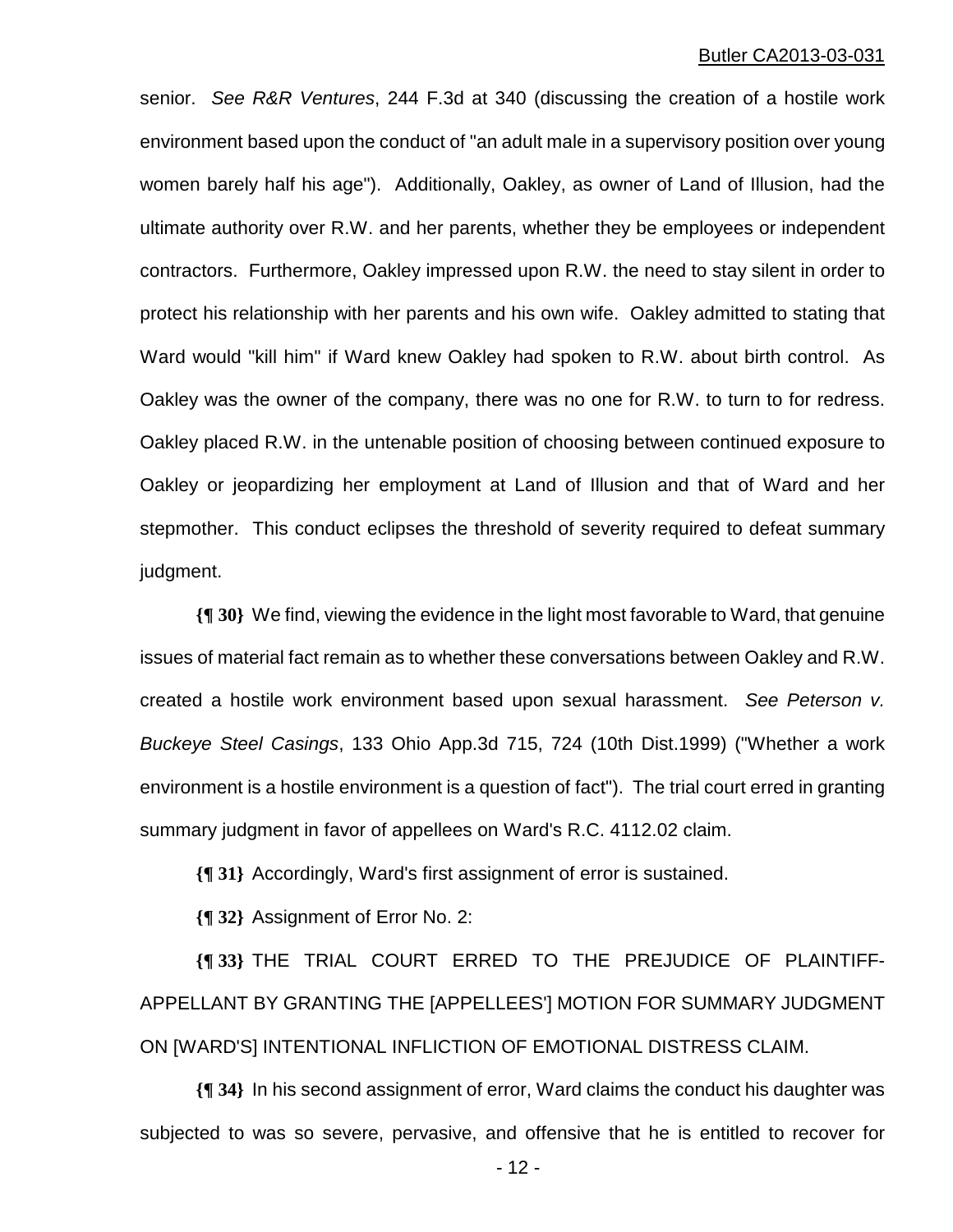senior. *See R&R Ventures*, 244 F.3d at 340 (discussing the creation of a hostile work environment based upon the conduct of "an adult male in a supervisory position over young women barely half his age"). Additionally, Oakley, as owner of Land of Illusion, had the ultimate authority over R.W. and her parents, whether they be employees or independent contractors. Furthermore, Oakley impressed upon R.W. the need to stay silent in order to protect his relationship with her parents and his own wife. Oakley admitted to stating that Ward would "kill him" if Ward knew Oakley had spoken to R.W. about birth control. As Oakley was the owner of the company, there was no one for R.W. to turn to for redress. Oakley placed R.W. in the untenable position of choosing between continued exposure to Oakley or jeopardizing her employment at Land of Illusion and that of Ward and her stepmother. This conduct eclipses the threshold of severity required to defeat summary judgment.

**{¶ 30}** We find, viewing the evidence in the light most favorable to Ward, that genuine issues of material fact remain as to whether these conversations between Oakley and R.W. created a hostile work environment based upon sexual harassment. *See Peterson v. Buckeye Steel Casings*, 133 Ohio App.3d 715, 724 (10th Dist.1999) ("Whether a work environment is a hostile environment is a question of fact"). The trial court erred in granting summary judgment in favor of appellees on Ward's R.C. 4112.02 claim.

**{¶ 31}** Accordingly, Ward's first assignment of error is sustained.

**{¶ 32}** Assignment of Error No. 2:

**{¶ 33}** THE TRIAL COURT ERRED TO THE PREJUDICE OF PLAINTIFF-APPELLANT BY GRANTING THE [APPELLEES'] MOTION FOR SUMMARY JUDGMENT ON [WARD'S] INTENTIONAL INFLICTION OF EMOTIONAL DISTRESS CLAIM.

**{¶ 34}** In his second assignment of error, Ward claims the conduct his daughter was subjected to was so severe, pervasive, and offensive that he is entitled to recover for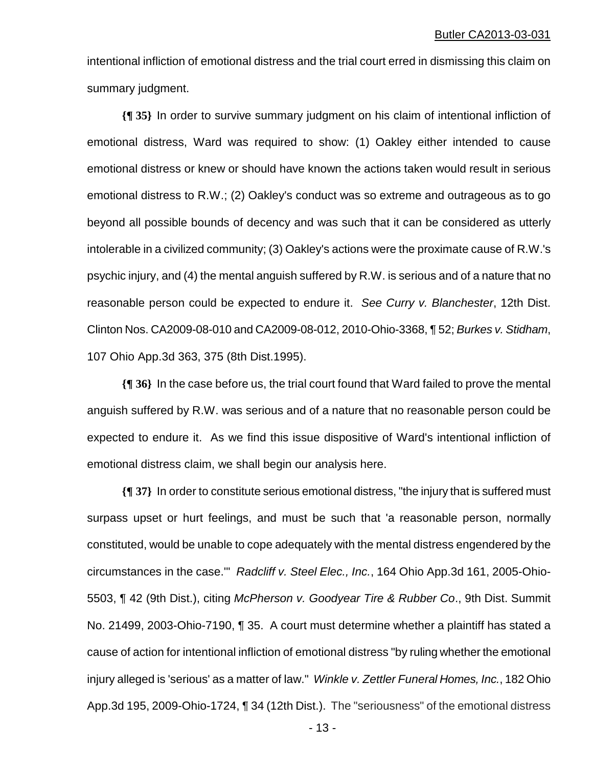intentional infliction of emotional distress and the trial court erred in dismissing this claim on summary judgment.

**{¶ 35}** In order to survive summary judgment on his claim of intentional infliction of emotional distress, Ward was required to show: (1) Oakley either intended to cause emotional distress or knew or should have known the actions taken would result in serious emotional distress to R.W.; (2) Oakley's conduct was so extreme and outrageous as to go beyond all possible bounds of decency and was such that it can be considered as utterly intolerable in a civilized community; (3) Oakley's actions were the proximate cause of R.W.'s psychic injury, and (4) the mental anguish suffered by R.W. is serious and of a nature that no reasonable person could be expected to endure it. *See Curry v. Blanchester*, 12th Dist. Clinton Nos. CA2009-08-010 and CA2009-08-012, 2010-Ohio-3368, ¶ 52; *Burkes v. Stidham*, 107 Ohio App.3d 363, 375 (8th Dist.1995).

**{¶ 36}** In the case before us, the trial court found that Ward failed to prove the mental anguish suffered by R.W. was serious and of a nature that no reasonable person could be expected to endure it. As we find this issue dispositive of Ward's intentional infliction of emotional distress claim, we shall begin our analysis here.

**{¶ 37}** In order to constitute serious emotional distress, "the injury that is suffered must surpass upset or hurt feelings, and must be such that 'a reasonable person, normally constituted, would be unable to cope adequately with the mental distress engendered by the circumstances in the case.'" *Radcliff v. Steel Elec., Inc.*, 164 Ohio App.3d 161, 2005-Ohio-5503, ¶ 42 (9th Dist.), citing *McPherson v. Goodyear Tire & Rubber Co*., 9th Dist. Summit No. 21499, 2003-Ohio-7190, ¶ 35. A court must determine whether a plaintiff has stated a cause of action for intentional infliction of emotional distress "by ruling whether the emotional injury alleged is 'serious' as a matter of law." *Winkle v. Zettler Funeral Homes, Inc.*, 182 Ohio App.3d 195, 2009-Ohio-1724, ¶ 34 (12th Dist.). The "seriousness" of the emotional distress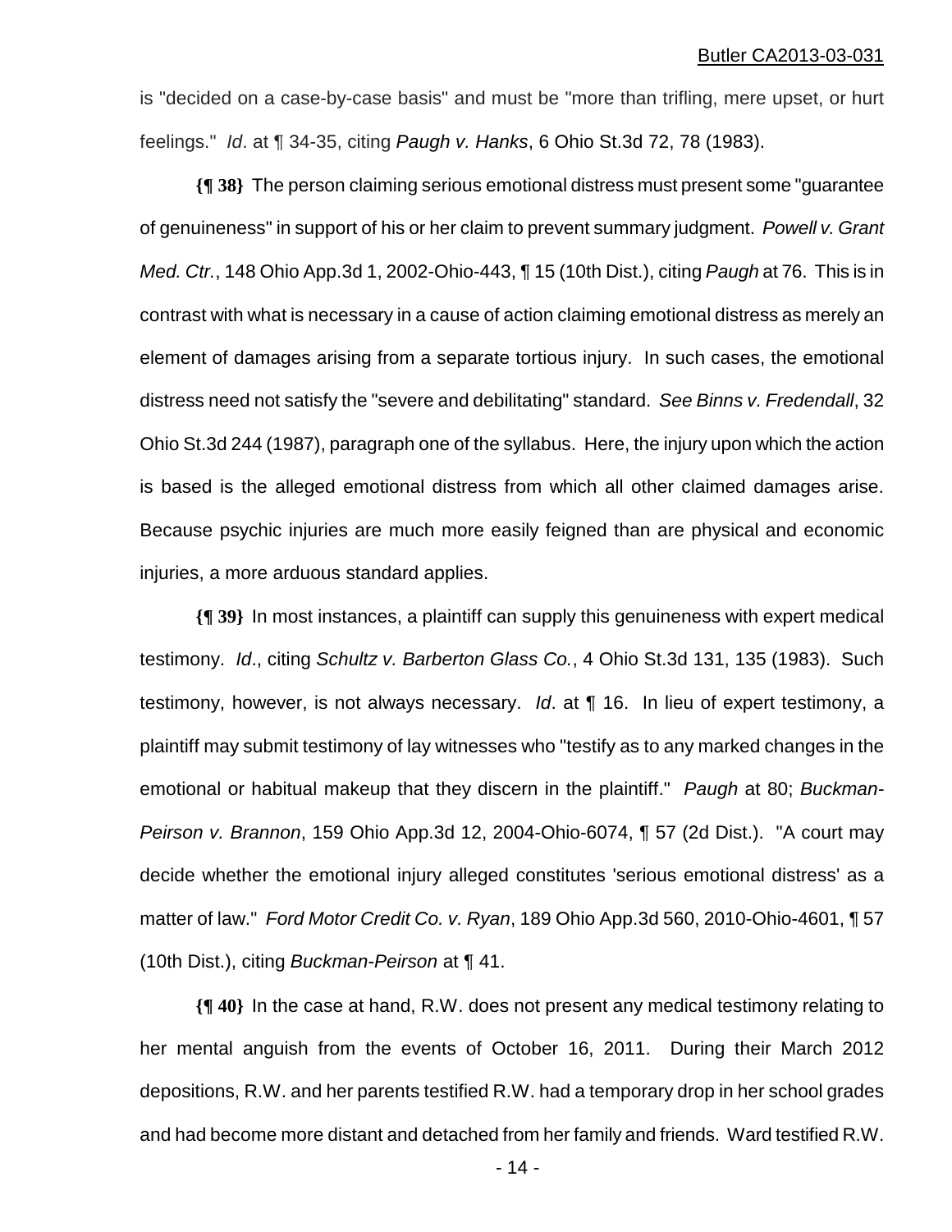is "decided on a case-by-case basis" and must be "more than trifling, mere upset, or hurt feelings." *Id*. at ¶ 34-35, citing *Paugh v. Hanks*, 6 Ohio St.3d 72, 78 (1983).

**{¶ 38}** The person claiming serious emotional distress must present some "guarantee of genuineness" in support of his or her claim to prevent summary judgment. *Powell v. Grant Med. Ctr.*, 148 Ohio App.3d 1, 2002-Ohio-443, ¶ 15 (10th Dist.), citing *Paugh* at 76. This is in contrast with what is necessary in a cause of action claiming emotional distress as merely an element of damages arising from a separate tortious injury. In such cases, the emotional distress need not satisfy the "severe and debilitating" standard. *See Binns v. Fredendall*, 32 Ohio St.3d 244 (1987), paragraph one of the syllabus. Here, the injury upon which the action is based is the alleged emotional distress from which all other claimed damages arise. Because psychic injuries are much more easily feigned than are physical and economic injuries, a more arduous standard applies.

**{¶ 39}** In most instances, a plaintiff can supply this genuineness with expert medical testimony. *Id*., citing *Schultz v. Barberton Glass Co.*, 4 Ohio St.3d 131, 135 (1983). Such testimony, however, is not always necessary. *Id*. at ¶ 16. In lieu of expert testimony, a plaintiff may submit testimony of lay witnesses who "testify as to any marked changes in the emotional or habitual makeup that they discern in the plaintiff." *Paugh* at 80; *Buckman-Peirson v. Brannon*, 159 Ohio App.3d 12, 2004-Ohio-6074, ¶ 57 (2d Dist.). "A court may decide whether the emotional injury alleged constitutes 'serious emotional distress' as a matter of law." *Ford Motor Credit Co. v. Ryan*, 189 Ohio App.3d 560, 2010-Ohio-4601, ¶ 57 (10th Dist.), citing *Buckman-Peirson* at ¶ 41.

**{¶ 40}** In the case at hand, R.W. does not present any medical testimony relating to her mental anguish from the events of October 16, 2011. During their March 2012 depositions, R.W. and her parents testified R.W. had a temporary drop in her school grades and had become more distant and detached from her family and friends. Ward testified R.W.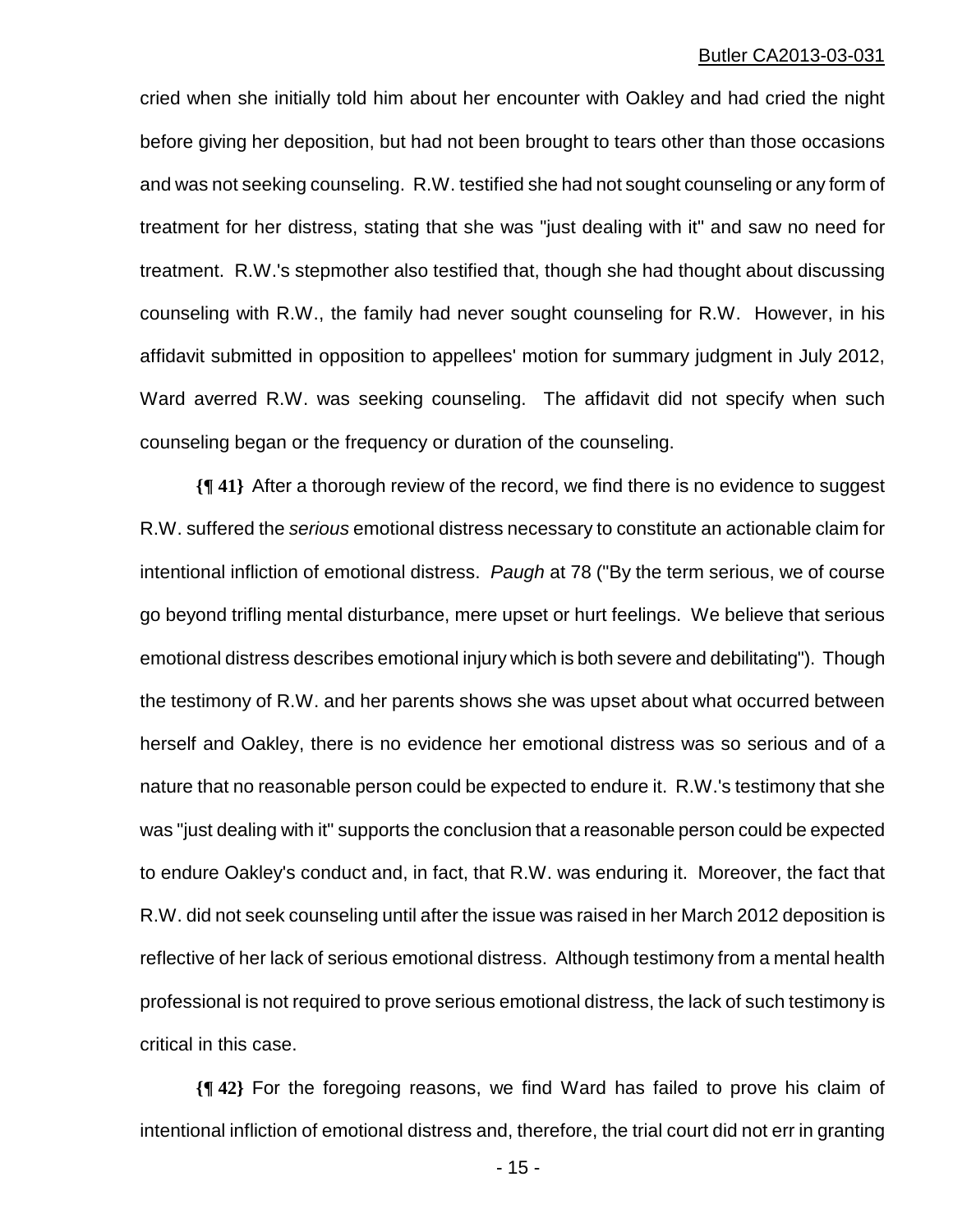cried when she initially told him about her encounter with Oakley and had cried the night before giving her deposition, but had not been brought to tears other than those occasions and was not seeking counseling. R.W. testified she had not sought counseling or any form of treatment for her distress, stating that she was "just dealing with it" and saw no need for treatment. R.W.'s stepmother also testified that, though she had thought about discussing counseling with R.W., the family had never sought counseling for R.W. However, in his affidavit submitted in opposition to appellees' motion for summary judgment in July 2012, Ward averred R.W. was seeking counseling. The affidavit did not specify when such counseling began or the frequency or duration of the counseling.

**{¶ 41}** After a thorough review of the record, we find there is no evidence to suggest R.W. suffered the *serious* emotional distress necessary to constitute an actionable claim for intentional infliction of emotional distress. *Paugh* at 78 ("By the term serious, we of course go beyond trifling mental disturbance, mere upset or hurt feelings. We believe that serious emotional distress describes emotional injury which is both severe and debilitating"). Though the testimony of R.W. and her parents shows she was upset about what occurred between herself and Oakley, there is no evidence her emotional distress was so serious and of a nature that no reasonable person could be expected to endure it. R.W.'s testimony that she was "just dealing with it" supports the conclusion that a reasonable person could be expected to endure Oakley's conduct and, in fact, that R.W. was enduring it. Moreover, the fact that R.W. did not seek counseling until after the issue was raised in her March 2012 deposition is reflective of her lack of serious emotional distress. Although testimony from a mental health professional is not required to prove serious emotional distress, the lack of such testimony is critical in this case.

**{¶ 42}** For the foregoing reasons, we find Ward has failed to prove his claim of intentional infliction of emotional distress and, therefore, the trial court did not err in granting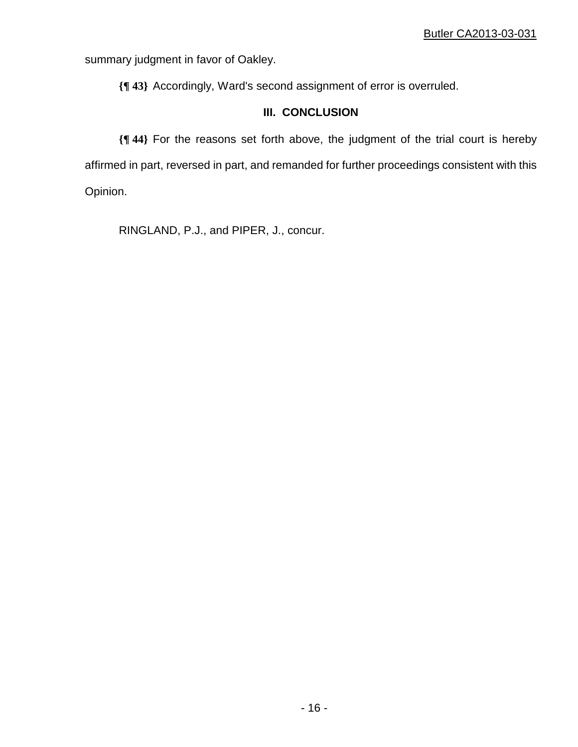summary judgment in favor of Oakley.

**{¶ 43}** Accordingly, Ward's second assignment of error is overruled.

## III. CONCLUSION

**{¶ 44}** For the reasons set forth above, the judgment of the trial court is hereby affirmed in part, reversed in part, and remanded for further proceedings consistent with this Opinion.

RINGLAND, P.J., and PIPER, J., concur.